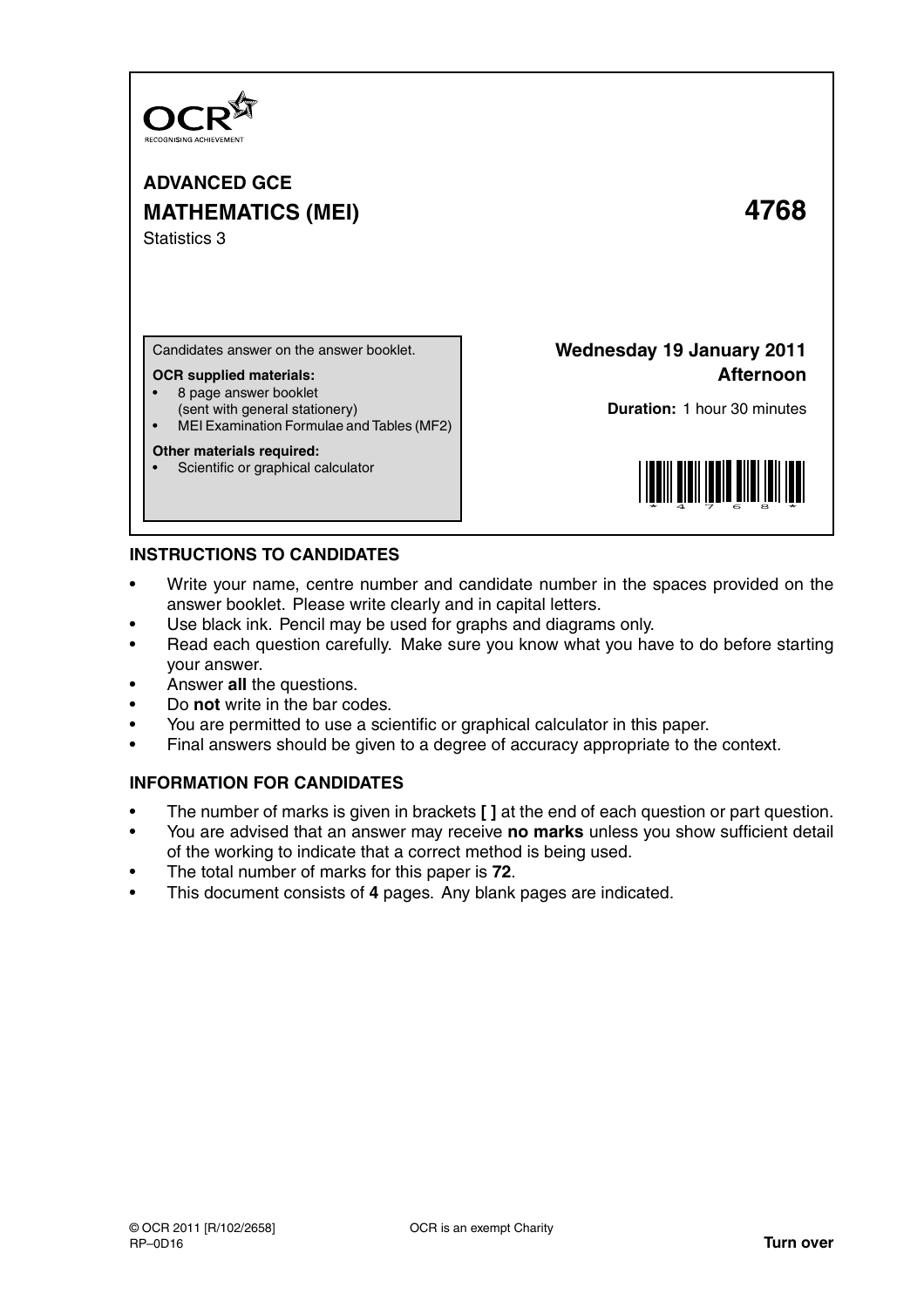OCR
RECOGNISING ACHIEVEMENT

**ADVANCED GCE**

**MATHEMATICS (MEI)** **4768**

Statistics 3

Candidates answer on the answer booklet.

**OCR supplied materials:**

- 8 page answer booklet (sent with general stationery)
- MEI Examination Formulae and Tables (MF2)

**Other materials required:**

- Scientific or graphical calculator

**Wednesday 19 January 2011**
**Afternoon**

**Duration:** 1 hour 30 minutes

## INSTRUCTIONS TO CANDIDATES

- Write your name, centre number and candidate number in the spaces provided on the answer booklet. Please write clearly and in capital letters.
- Use black ink. Pencil may be used for graphs and diagrams only.
- Read each question carefully. Make sure you know what you have to do before starting your answer.
- Answer **all** the questions.
- Do **not** write in the bar codes.
- You are permitted to use a scientific or graphical calculator in this paper.
- Final answers should be given to a degree of accuracy appropriate to the context.

## INFORMATION FOR CANDIDATES

- The number of marks is given in brackets **[ ]** at the end of each question or part question.
- You are advised that an answer may receive **no marks** unless you show sufficient detail of the working to indicate that a correct method is being used.
- The total number of marks for this paper is **72**.
- This document consists of **4** pages. Any blank pages are indicated.

© OCR 2011 [R/102/2658] OCR is an exempt Charity
RP–0D16 **Turn over**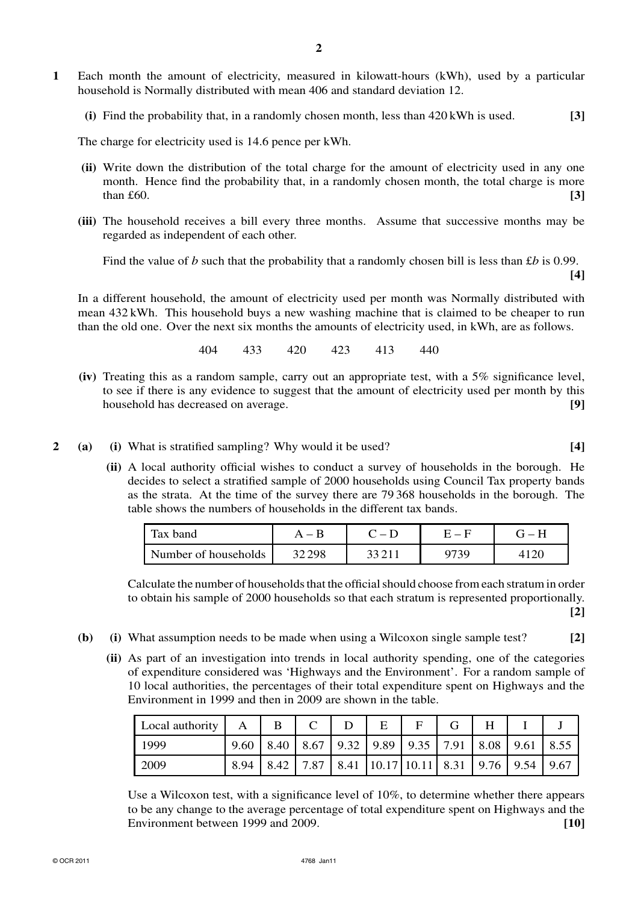**1** Each month the amount of electricity, measured in kilowatt-hours (kWh), used by a particular household is Normally distributed with mean 406 and standard deviation 12.

**(i)** Find the probability that, in a randomly chosen month, less than 420 kWh is used. **[3]**

The charge for electricity used is 14.6 pence per kWh.

**(ii)** Write down the distribution of the total charge for the amount of electricity used in any one month. Hence find the probability that, in a randomly chosen month, the total charge is more than £60. **[3]**

**(iii)** The household receives a bill every three months. Assume that successive months may be regarded as independent of each other.

Find the value of $b$ such that the probability that a randomly chosen bill is less than £$b$ is 0.99. **[4]**

In a different household, the amount of electricity used per month was Normally distributed with mean 432 kWh. This household buys a new washing machine that is claimed to be cheaper to run than the old one. Over the next six months the amounts of electricity used, in kWh, are as follows.

404 433 420 423 413 440

**(iv)** Treating this as a random sample, carry out an appropriate test, with a 5% significance level, to see if there is any evidence to suggest that the amount of electricity used per month by this household has decreased on average. **[9]**

**2** **(a)** **(i)** What is stratified sampling? Why would it be used? **[4]**

**(ii)** A local authority official wishes to conduct a survey of households in the borough. He decides to select a stratified sample of 2000 households using Council Tax property bands as the strata. At the time of the survey there are 79 368 households in the borough. The table shows the numbers of households in the different tax bands.

| Tax band | A – B | C – D | E – F | G – H |
|---|---|---|---|---|
| Number of households | 32 298 | 33 211 | 9739 | 4120 |

Calculate the number of households that the official should choose from each stratum in order to obtain his sample of 2000 households so that each stratum is represented proportionally. **[2]**

**(b)** **(i)** What assumption needs to be made when using a Wilcoxon single sample test? **[2]**

**(ii)** As part of an investigation into trends in local authority spending, one of the categories of expenditure considered was 'Highways and the Environment'. For a random sample of 10 local authorities, the percentages of their total expenditure spent on Highways and the Environment in 1999 and then in 2009 are shown in the table.

| Local authority | A | B | C | D | E | F | G | H | I | J |
|---|---|---|---|---|---|---|---|---|---|---|
| 1999 | 9.60 | 8.40 | 8.67 | 9.32 | 9.89 | 9.35 | 7.91 | 8.08 | 9.61 | 8.55 |
| 2009 | 8.94 | 8.42 | 7.87 | 8.41 | 10.17 | 10.11 | 8.31 | 9.76 | 9.54 | 9.67 |

Use a Wilcoxon test, with a significance level of 10%, to determine whether there appears to be any change to the average percentage of total expenditure spent on Highways and the Environment between 1999 and 2009. **[10]**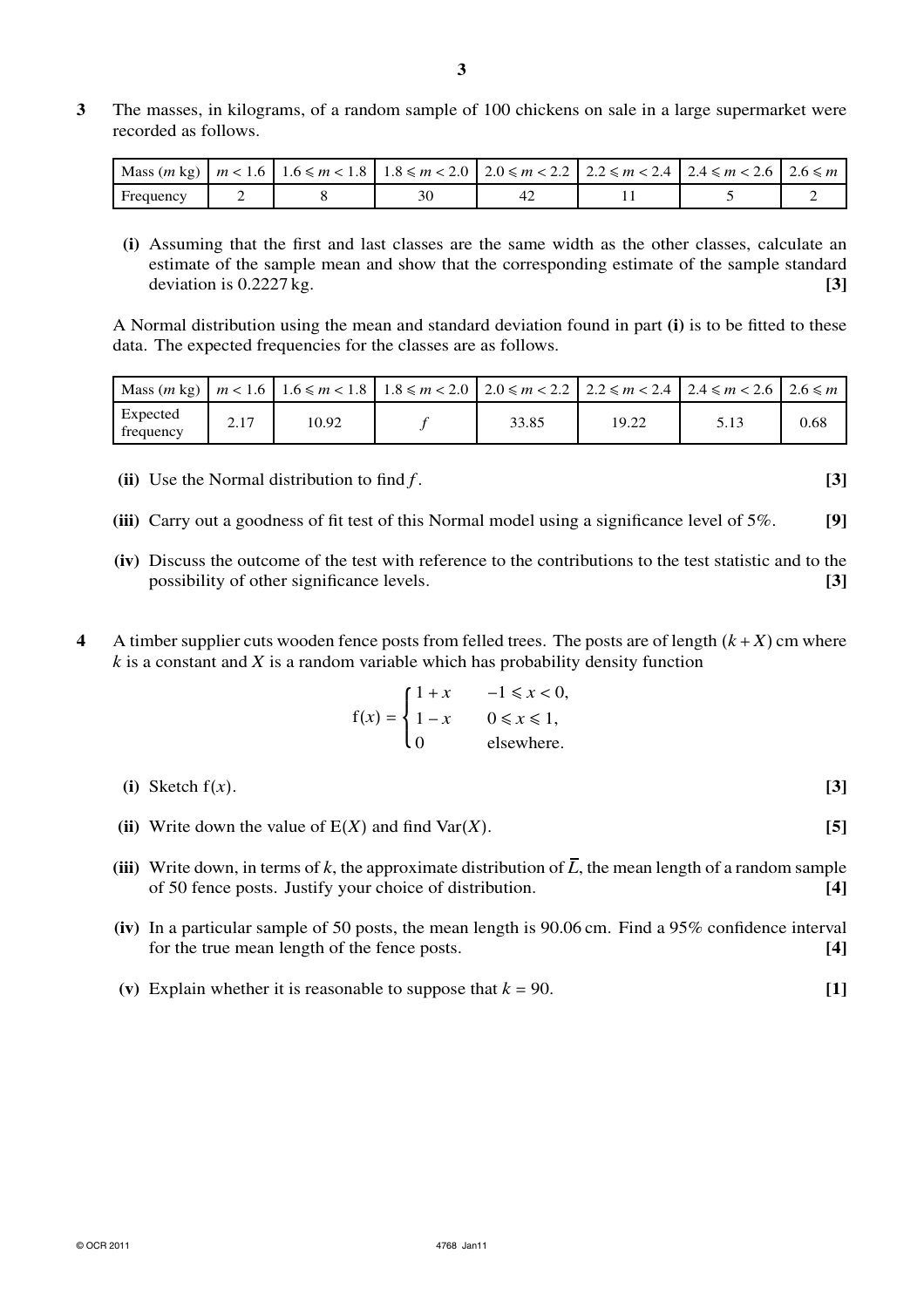**3** The masses, in kilograms, of a random sample of 100 chickens on sale in a large supermarket were recorded as follows.

| Mass ($m$ kg) | $m < 1.6$ | $1.6 \leqslant m < 1.8$ | $1.8 \leqslant m < 2.0$ | $2.0 \leqslant m < 2.2$ | $2.2 \leqslant m < 2.4$ | $2.4 \leqslant m < 2.6$ | $2.6 \leqslant m$ |
|---|---|---|---|---|---|---|---|
| Frequency | 2 | 8 | 30 | 42 | 11 | 5 | 2 |

**(i)** Assuming that the first and last classes are the same width as the other classes, calculate an estimate of the sample mean and show that the corresponding estimate of the sample standard deviation is 0.2227 kg. **[3]**

A Normal distribution using the mean and standard deviation found in part **(i)** is to be fitted to these data. The expected frequencies for the classes are as follows.

| Mass ($m$ kg) | $m < 1.6$ | $1.6 \leqslant m < 1.8$ | $1.8 \leqslant m < 2.0$ | $2.0 \leqslant m < 2.2$ | $2.2 \leqslant m < 2.4$ | $2.4 \leqslant m < 2.6$ | $2.6 \leqslant m$ |
|---|---|---|---|---|---|---|---|
| Expected frequency | 2.17 | 10.92 | $f$ | 33.85 | 19.22 | 5.13 | 0.68 |

**(ii)** Use the Normal distribution to find $f$. **[3]**

**(iii)** Carry out a goodness of fit test of this Normal model using a significance level of 5%. **[9]**

**(iv)** Discuss the outcome of the test with reference to the contributions to the test statistic and to the possibility of other significance levels. **[3]**

**4** A timber supplier cuts wooden fence posts from felled trees. The posts are of length $(k + X)$ cm where $k$ is a constant and $X$ is a random variable which has probability density function

$$\mathrm{f}(x) = \begin{cases} 1 + x & -1 \leqslant x < 0, \\ 1 - x & 0 \leqslant x \leqslant 1, \\ 0 & \text{elsewhere.} \end{cases}$$

**(i)** Sketch $\mathrm{f}(x)$. **[3]**

**(ii)** Write down the value of $\mathrm{E}(X)$ and find $\mathrm{Var}(X)$. **[5]**

**(iii)** Write down, in terms of $k$, the approximate distribution of $\overline{L}$, the mean length of a random sample of 50 fence posts. Justify your choice of distribution. **[4]**

**(iv)** In a particular sample of 50 posts, the mean length is 90.06 cm. Find a 95% confidence interval for the true mean length of the fence posts. **[4]**

**(v)** Explain whether it is reasonable to suppose that $k = 90$. **[1]**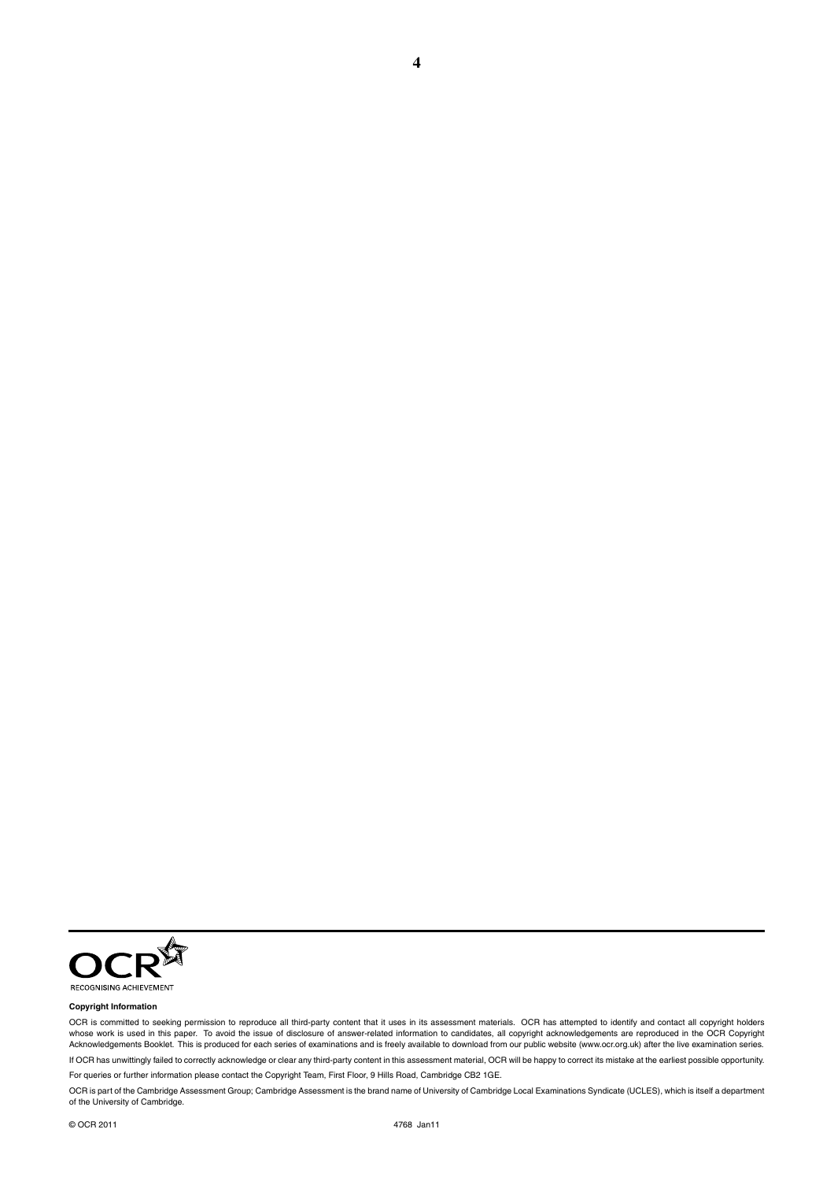RECOGNISING ACHIEVEMENT

**Copyright Information**

OCR is committed to seeking permission to reproduce all third-party content that it uses in its assessment materials. OCR has attempted to identify and contact all copyright holders whose work is used in this paper. To avoid the issue of disclosure of answer-related information to candidates, all copyright acknowledgements are reproduced in the OCR Copyright Acknowledgements Booklet. This is produced for each series of examinations and is freely available to download from our public website (www.ocr.org.uk) after the live examination series.

If OCR has unwittingly failed to correctly acknowledge or clear any third-party content in this assessment material, OCR will be happy to correct its mistake at the earliest possible opportunity.

For queries or further information please contact the Copyright Team, First Floor, 9 Hills Road, Cambridge CB2 1GE.

OCR is part of the Cambridge Assessment Group; Cambridge Assessment is the brand name of University of Cambridge Local Examinations Syndicate (UCLES), which is itself a department of the University of Cambridge.

© OCR 2011 4768 Jan11